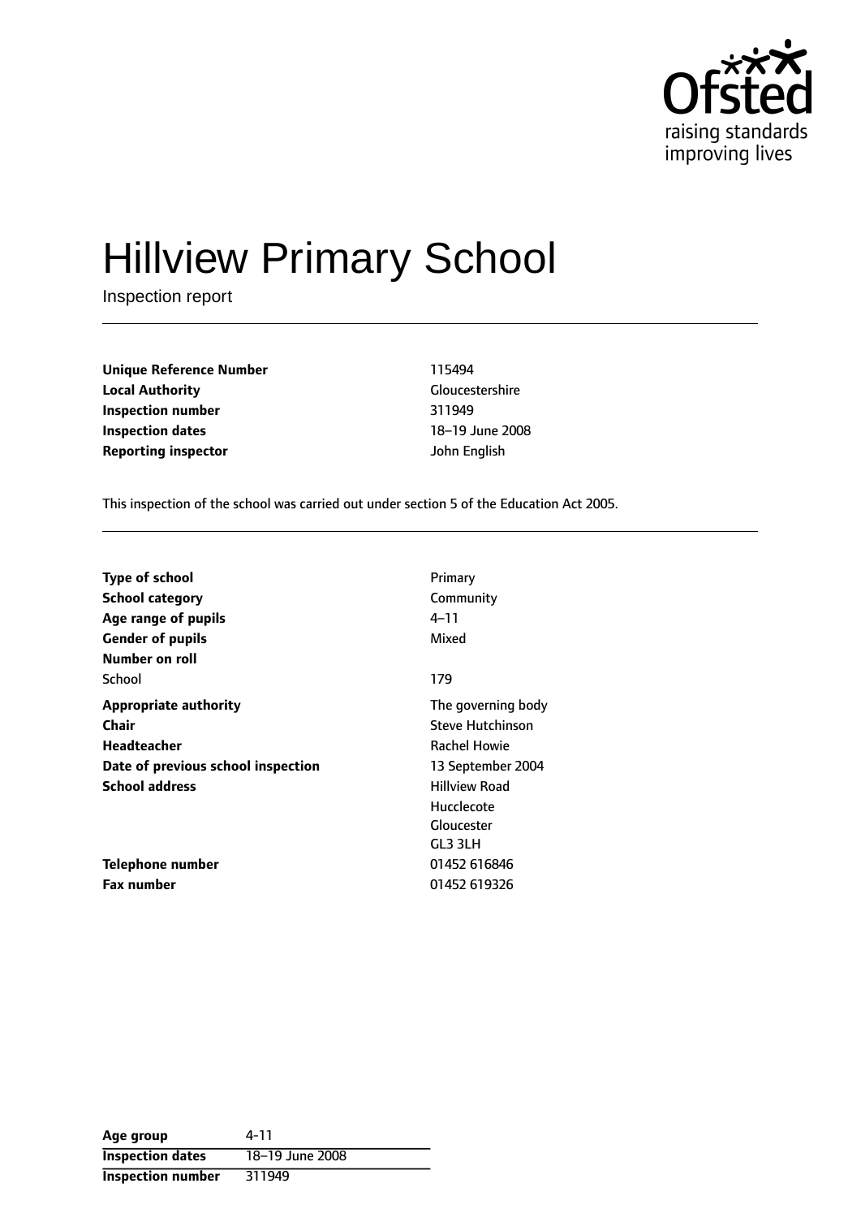# Hillview Primary School

Inspection report

| | |
|---|---|
| **Unique Reference Number** | 115494 |
| **Local Authority** | Gloucestershire |
| **Inspection number** | 311949 |
| **Inspection dates** | 18–19 June 2008 |
| **Reporting inspector** | John English |

This inspection of the school was carried out under section 5 of the Education Act 2005.

| | |
|---|---|
| **Type of school** | Primary |
| **School category** | Community |
| **Age range of pupils** | 4–11 |
| **Gender of pupils** | Mixed |
| **Number on roll** | |
| School | 179 |
| **Appropriate authority** | The governing body |
| **Chair** | Steve Hutchinson |
| **Headteacher** | Rachel Howie |
| **Date of previous school inspection** | 13 September 2004 |
| **School address** | Hillview Road<br>Hucclecote<br>Gloucester<br>GL3 3LH |
| **Telephone number** | 01452 616846 |
| **Fax number** | 01452 619326 |

| | |
|---|---|
| **Age group** | 4-11 |
| **Inspection dates** | 18–19 June 2008 |
| **Inspection number** | 311949 |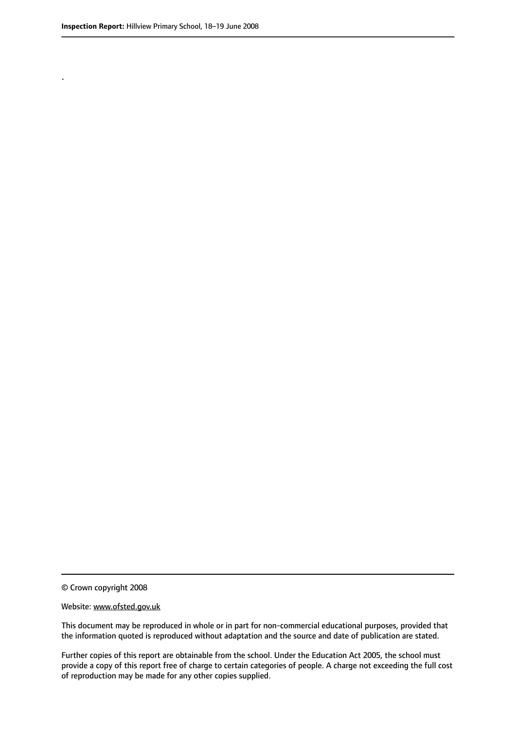.

© Crown copyright 2008

Website: www.ofsted.gov.uk

This document may be reproduced in whole or in part for non-commercial educational purposes, provided that the information quoted is reproduced without adaptation and the source and date of publication are stated.

Further copies of this report are obtainable from the school. Under the Education Act 2005, the school must provide a copy of this report free of charge to certain categories of people. A charge not exceeding the full cost of reproduction may be made for any other copies supplied.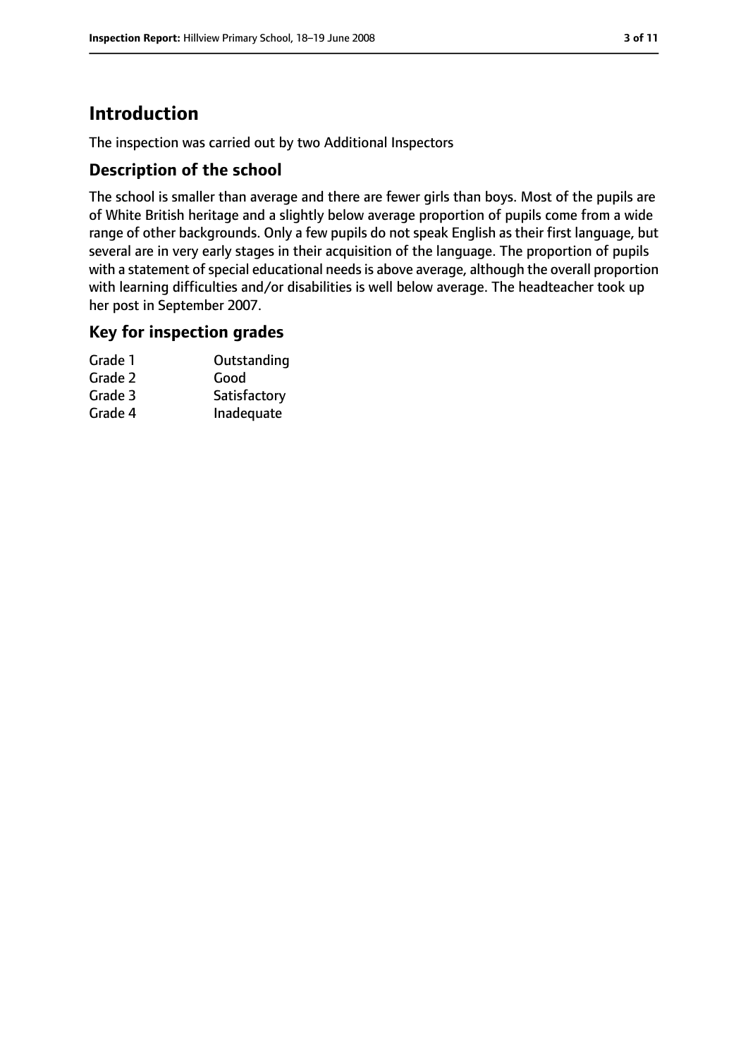# Introduction

The inspection was carried out by two Additional Inspectors

## Description of the school

The school is smaller than average and there are fewer girls than boys. Most of the pupils are of White British heritage and a slightly below average proportion of pupils come from a wide range of other backgrounds. Only a few pupils do not speak English as their first language, but several are in very early stages in their acquisition of the language. The proportion of pupils with a statement of special educational needs is above average, although the overall proportion with learning difficulties and/or disabilities is well below average. The headteacher took up her post in September 2007.

## Key for inspection grades

| | |
|---|---|
| Grade 1 | Outstanding |
| Grade 2 | Good |
| Grade 3 | Satisfactory |
| Grade 4 | Inadequate |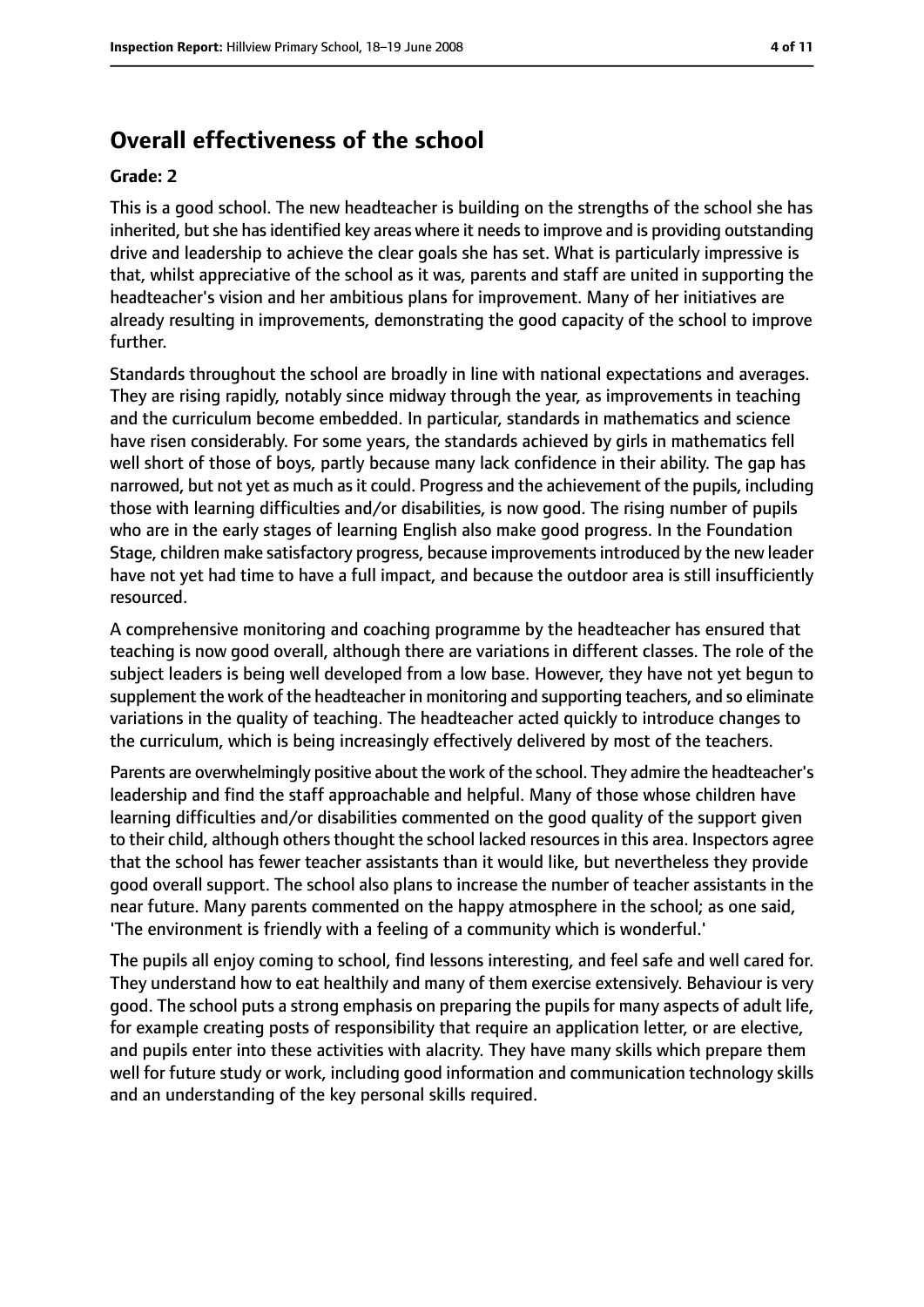## Overall effectiveness of the school

**Grade: 2**

This is a good school. The new headteacher is building on the strengths of the school she has inherited, but she has identified key areas where it needs to improve and is providing outstanding drive and leadership to achieve the clear goals she has set. What is particularly impressive is that, whilst appreciative of the school as it was, parents and staff are united in supporting the headteacher's vision and her ambitious plans for improvement. Many of her initiatives are already resulting in improvements, demonstrating the good capacity of the school to improve further.

Standards throughout the school are broadly in line with national expectations and averages. They are rising rapidly, notably since midway through the year, as improvements in teaching and the curriculum become embedded. In particular, standards in mathematics and science have risen considerably. For some years, the standards achieved by girls in mathematics fell well short of those of boys, partly because many lack confidence in their ability. The gap has narrowed, but not yet as much as it could. Progress and the achievement of the pupils, including those with learning difficulties and/or disabilities, is now good. The rising number of pupils who are in the early stages of learning English also make good progress. In the Foundation Stage, children make satisfactory progress, because improvements introduced by the new leader have not yet had time to have a full impact, and because the outdoor area is still insufficiently resourced.

A comprehensive monitoring and coaching programme by the headteacher has ensured that teaching is now good overall, although there are variations in different classes. The role of the subject leaders is being well developed from a low base. However, they have not yet begun to supplement the work of the headteacher in monitoring and supporting teachers, and so eliminate variations in the quality of teaching. The headteacher acted quickly to introduce changes to the curriculum, which is being increasingly effectively delivered by most of the teachers.

Parents are overwhelmingly positive about the work of the school. They admire the headteacher's leadership and find the staff approachable and helpful. Many of those whose children have learning difficulties and/or disabilities commented on the good quality of the support given to their child, although others thought the school lacked resources in this area. Inspectors agree that the school has fewer teacher assistants than it would like, but nevertheless they provide good overall support. The school also plans to increase the number of teacher assistants in the near future. Many parents commented on the happy atmosphere in the school; as one said, 'The environment is friendly with a feeling of a community which is wonderful.'

The pupils all enjoy coming to school, find lessons interesting, and feel safe and well cared for. They understand how to eat healthily and many of them exercise extensively. Behaviour is very good. The school puts a strong emphasis on preparing the pupils for many aspects of adult life, for example creating posts of responsibility that require an application letter, or are elective, and pupils enter into these activities with alacrity. They have many skills which prepare them well for future study or work, including good information and communication technology skills and an understanding of the key personal skills required.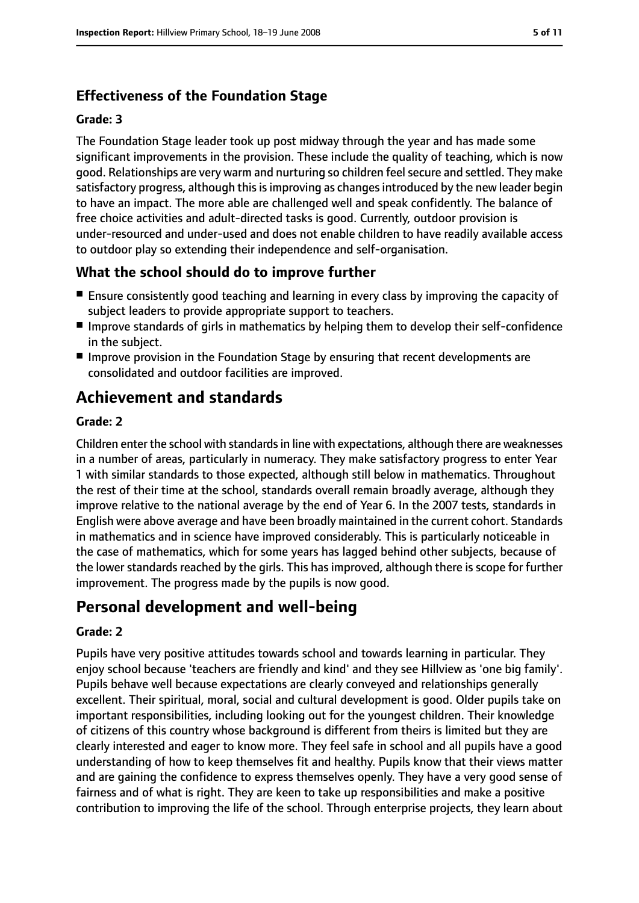### Effectiveness of the Foundation Stage

#### Grade: 3

The Foundation Stage leader took up post midway through the year and has made some significant improvements in the provision. These include the quality of teaching, which is now good. Relationships are very warm and nurturing so children feel secure and settled. They make satisfactory progress, although this is improving as changes introduced by the new leader begin to have an impact. The more able are challenged well and speak confidently. The balance of free choice activities and adult-directed tasks is good. Currently, outdoor provision is under-resourced and under-used and does not enable children to have readily available access to outdoor play so extending their independence and self-organisation.

### What the school should do to improve further

- Ensure consistently good teaching and learning in every class by improving the capacity of subject leaders to provide appropriate support to teachers.
- Improve standards of girls in mathematics by helping them to develop their self-confidence in the subject.
- Improve provision in the Foundation Stage by ensuring that recent developments are consolidated and outdoor facilities are improved.

## Achievement and standards

#### Grade: 2

Children enter the school with standards in line with expectations, although there are weaknesses in a number of areas, particularly in numeracy. They make satisfactory progress to enter Year 1 with similar standards to those expected, although still below in mathematics. Throughout the rest of their time at the school, standards overall remain broadly average, although they improve relative to the national average by the end of Year 6. In the 2007 tests, standards in English were above average and have been broadly maintained in the current cohort. Standards in mathematics and in science have improved considerably. This is particularly noticeable in the case of mathematics, which for some years has lagged behind other subjects, because of the lower standards reached by the girls. This has improved, although there is scope for further improvement. The progress made by the pupils is now good.

## Personal development and well-being

#### Grade: 2

Pupils have very positive attitudes towards school and towards learning in particular. They enjoy school because 'teachers are friendly and kind' and they see Hillview as 'one big family'. Pupils behave well because expectations are clearly conveyed and relationships generally excellent. Their spiritual, moral, social and cultural development is good. Older pupils take on important responsibilities, including looking out for the youngest children. Their knowledge of citizens of this country whose background is different from theirs is limited but they are clearly interested and eager to know more. They feel safe in school and all pupils have a good understanding of how to keep themselves fit and healthy. Pupils know that their views matter and are gaining the confidence to express themselves openly. They have a very good sense of fairness and of what is right. They are keen to take up responsibilities and make a positive contribution to improving the life of the school. Through enterprise projects, they learn about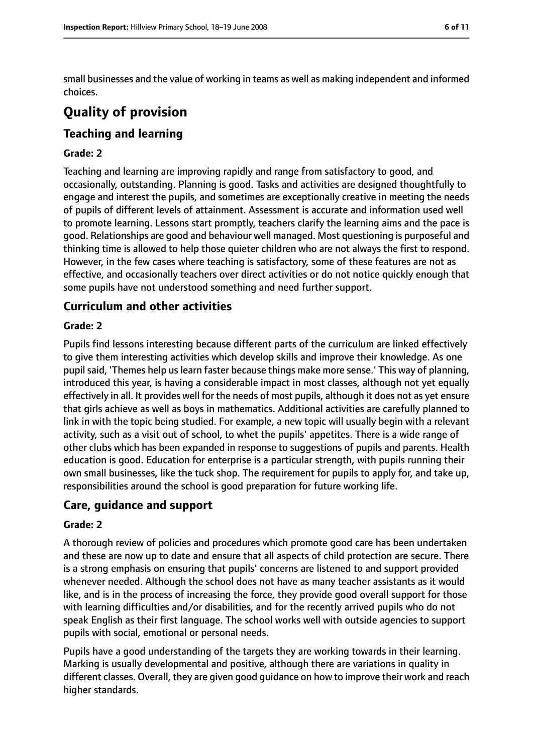small businesses and the value of working in teams as well as making independent and informed choices.

# Quality of provision

## Teaching and learning

**Grade: 2**

Teaching and learning are improving rapidly and range from satisfactory to good, and occasionally, outstanding. Planning is good. Tasks and activities are designed thoughtfully to engage and interest the pupils, and sometimes are exceptionally creative in meeting the needs of pupils of different levels of attainment. Assessment is accurate and information used well to promote learning. Lessons start promptly, teachers clarify the learning aims and the pace is good. Relationships are good and behaviour well managed. Most questioning is purposeful and thinking time is allowed to help those quieter children who are not always the first to respond. However, in the few cases where teaching is satisfactory, some of these features are not as effective, and occasionally teachers over direct activities or do not notice quickly enough that some pupils have not understood something and need further support.

## Curriculum and other activities

**Grade: 2**

Pupils find lessons interesting because different parts of the curriculum are linked effectively to give them interesting activities which develop skills and improve their knowledge. As one pupil said, 'Themes help us learn faster because things make more sense.' This way of planning, introduced this year, is having a considerable impact in most classes, although not yet equally effectively in all. It provides well for the needs of most pupils, although it does not as yet ensure that girls achieve as well as boys in mathematics. Additional activities are carefully planned to link in with the topic being studied. For example, a new topic will usually begin with a relevant activity, such as a visit out of school, to whet the pupils' appetites. There is a wide range of other clubs which has been expanded in response to suggestions of pupils and parents. Health education is good. Education for enterprise is a particular strength, with pupils running their own small businesses, like the tuck shop. The requirement for pupils to apply for, and take up, responsibilities around the school is good preparation for future working life.

## Care, guidance and support

**Grade: 2**

A thorough review of policies and procedures which promote good care has been undertaken and these are now up to date and ensure that all aspects of child protection are secure. There is a strong emphasis on ensuring that pupils' concerns are listened to and support provided whenever needed. Although the school does not have as many teacher assistants as it would like, and is in the process of increasing the force, they provide good overall support for those with learning difficulties and/or disabilities, and for the recently arrived pupils who do not speak English as their first language. The school works well with outside agencies to support pupils with social, emotional or personal needs.

Pupils have a good understanding of the targets they are working towards in their learning. Marking is usually developmental and positive, although there are variations in quality in different classes. Overall, they are given good guidance on how to improve their work and reach higher standards.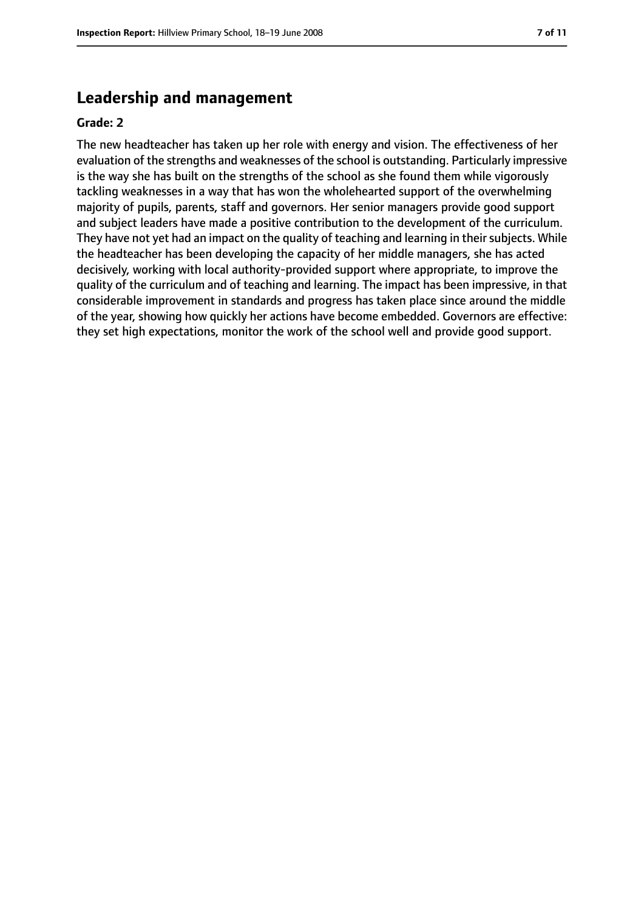## Leadership and management

**Grade: 2**

The new headteacher has taken up her role with energy and vision. The effectiveness of her evaluation of the strengths and weaknesses of the school is outstanding. Particularly impressive is the way she has built on the strengths of the school as she found them while vigorously tackling weaknesses in a way that has won the wholehearted support of the overwhelming majority of pupils, parents, staff and governors. Her senior managers provide good support and subject leaders have made a positive contribution to the development of the curriculum. They have not yet had an impact on the quality of teaching and learning in their subjects. While the headteacher has been developing the capacity of her middle managers, she has acted decisively, working with local authority-provided support where appropriate, to improve the quality of the curriculum and of teaching and learning. The impact has been impressive, in that considerable improvement in standards and progress has taken place since around the middle of the year, showing how quickly her actions have become embedded. Governors are effective: they set high expectations, monitor the work of the school well and provide good support.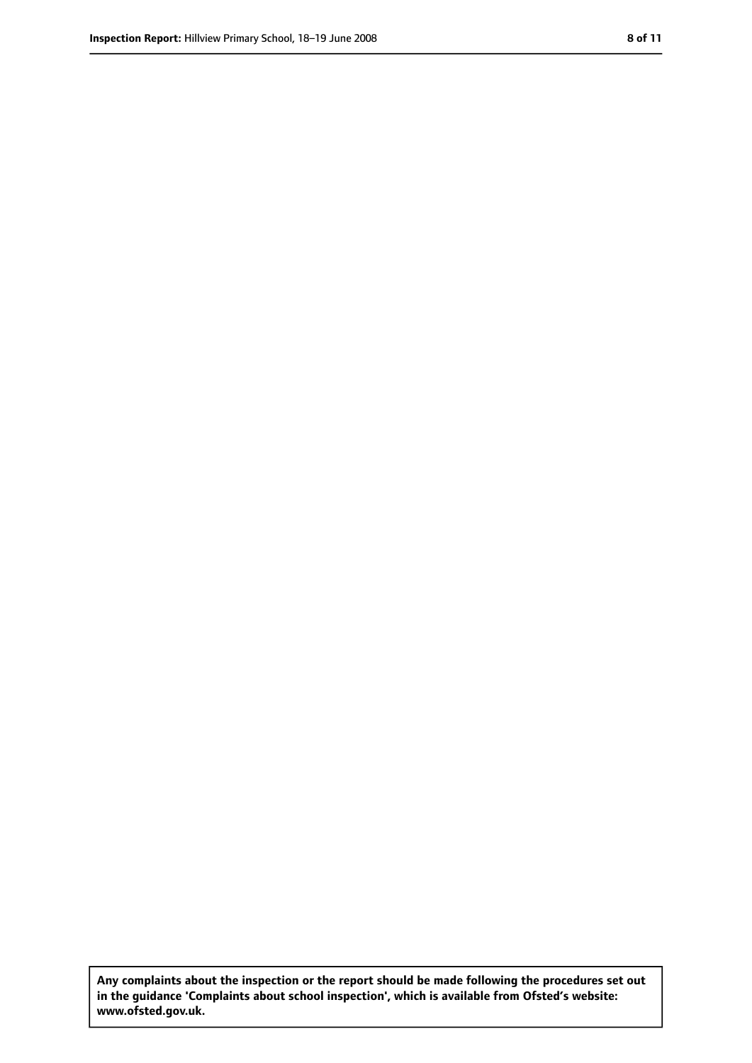**Any complaints about the inspection or the report should be made following the procedures set out in the guidance 'Complaints about school inspection', which is available from Ofsted's website: www.ofsted.gov.uk.**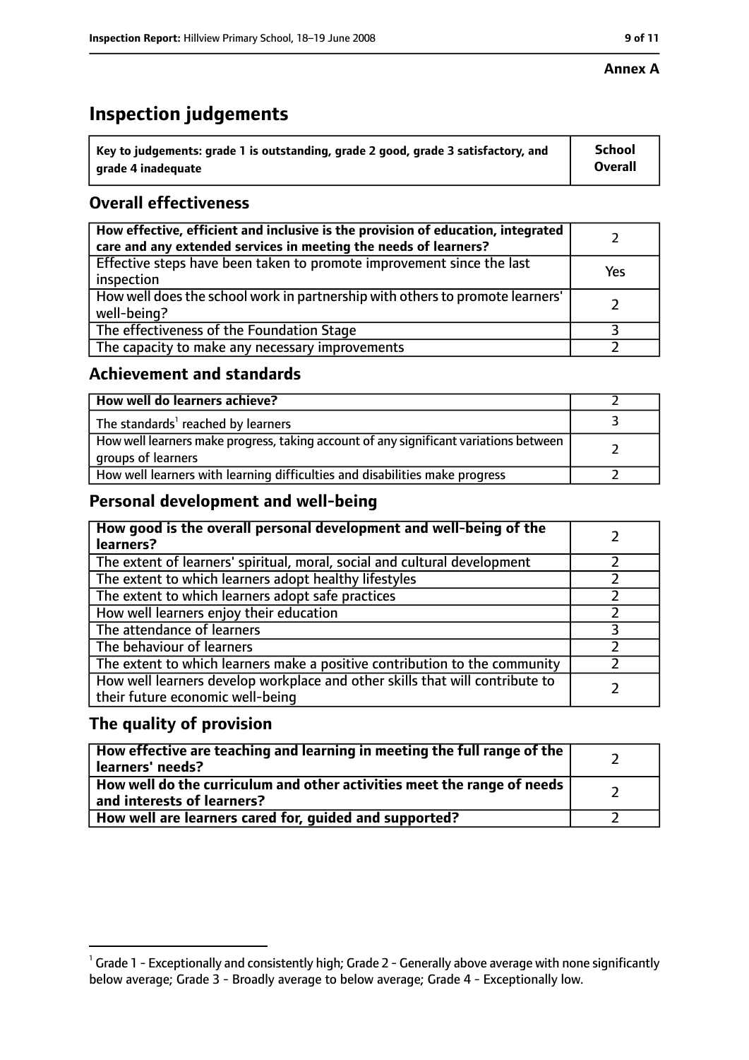**Annex A**

# Inspection judgements

| Key to judgements: grade 1 is outstanding, grade 2 good, grade 3 satisfactory, and grade 4 inadequate | School Overall |
| --- | --- |

## Overall effectiveness

| | |
| --- | --- |
| **How effective, efficient and inclusive is the provision of education, integrated care and any extended services in meeting the needs of learners?** | 2 |
| Effective steps have been taken to promote improvement since the last inspection | Yes |
| How well does the school work in partnership with others to promote learners' well-being? | 2 |
| The effectiveness of the Foundation Stage | 3 |
| The capacity to make any necessary improvements | 2 |

## Achievement and standards

| | |
| --- | --- |
| **How well do learners achieve?** | 2 |
| The standards[1] reached by learners | 3 |
| How well learners make progress, taking account of any significant variations between groups of learners | 2 |
| How well learners with learning difficulties and disabilities make progress | 2 |

## Personal development and well-being

| | |
| --- | --- |
| **How good is the overall personal development and well-being of the learners?** | 2 |
| The extent of learners' spiritual, moral, social and cultural development | 2 |
| The extent to which learners adopt healthy lifestyles | 2 |
| The extent to which learners adopt safe practices | 2 |
| How well learners enjoy their education | 2 |
| The attendance of learners | 3 |
| The behaviour of learners | 2 |
| The extent to which learners make a positive contribution to the community | 2 |
| How well learners develop workplace and other skills that will contribute to their future economic well-being | 2 |

## The quality of provision

| | |
| --- | --- |
| **How effective are teaching and learning in meeting the full range of the learners' needs?** | 2 |
| **How well do the curriculum and other activities meet the range of needs and interests of learners?** | 2 |
| **How well are learners cared for, guided and supported?** | 2 |

[1] Grade 1 - Exceptionally and consistently high; Grade 2 - Generally above average with none significantly below average; Grade 3 - Broadly average to below average; Grade 4 - Exceptionally low.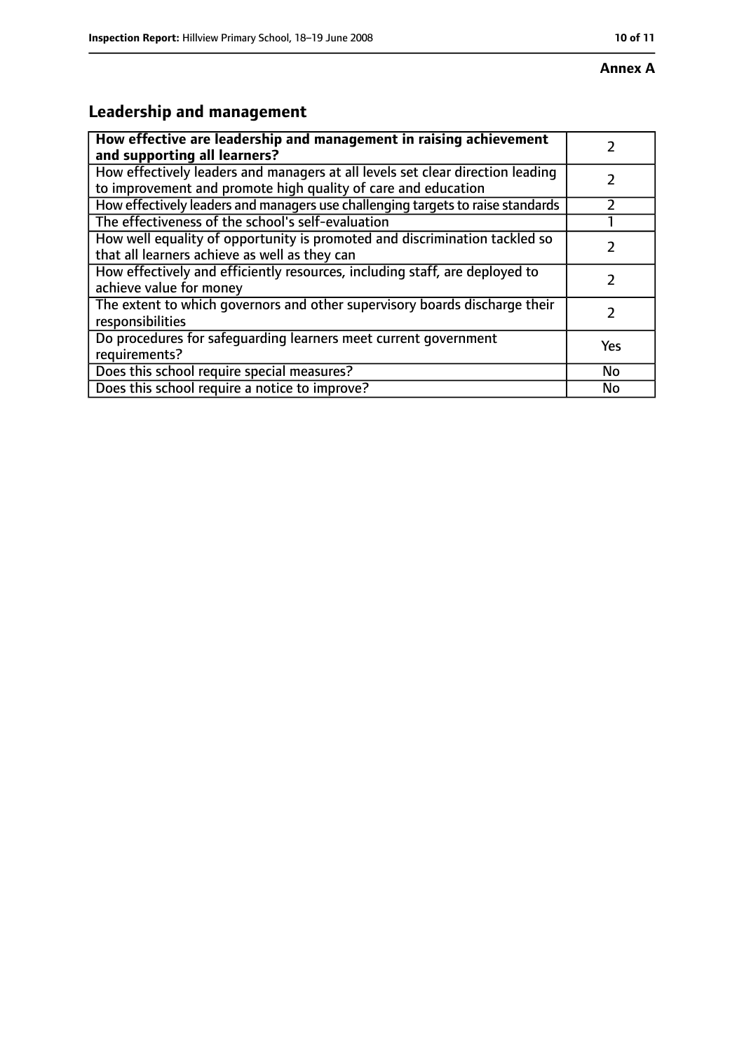**Annex A**

## Leadership and management

| How effective are leadership and management in raising achievement and supporting all learners? | 2 |
| --- | --- |
| How effectively leaders and managers at all levels set clear direction leading to improvement and promote high quality of care and education | 2 |
| How effectively leaders and managers use challenging targets to raise standards | 2 |
| The effectiveness of the school's self-evaluation | 1 |
| How well equality of opportunity is promoted and discrimination tackled so that all learners achieve as well as they can | 2 |
| How effectively and efficiently resources, including staff, are deployed to achieve value for money | 2 |
| The extent to which governors and other supervisory boards discharge their responsibilities | 2 |
| Do procedures for safeguarding learners meet current government requirements? | Yes |
| Does this school require special measures? | No |
| Does this school require a notice to improve? | No |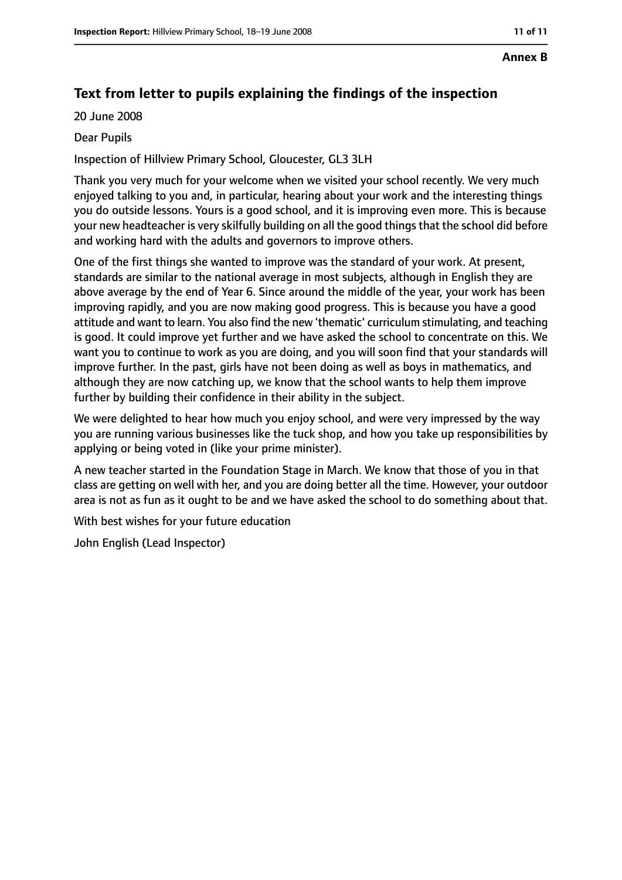**Annex B**

## Text from letter to pupils explaining the findings of the inspection

20 June 2008

Dear Pupils

Inspection of Hillview Primary School, Gloucester, GL3 3LH

Thank you very much for your welcome when we visited your school recently. We very much enjoyed talking to you and, in particular, hearing about your work and the interesting things you do outside lessons. Yours is a good school, and it is improving even more. This is because your new headteacher is very skilfully building on all the good things that the school did before and working hard with the adults and governors to improve others.

One of the first things she wanted to improve was the standard of your work. At present, standards are similar to the national average in most subjects, although in English they are above average by the end of Year 6. Since around the middle of the year, your work has been improving rapidly, and you are now making good progress. This is because you have a good attitude and want to learn. You also find the new 'thematic' curriculum stimulating, and teaching is good. It could improve yet further and we have asked the school to concentrate on this. We want you to continue to work as you are doing, and you will soon find that your standards will improve further. In the past, girls have not been doing as well as boys in mathematics, and although they are now catching up, we know that the school wants to help them improve further by building their confidence in their ability in the subject.

We were delighted to hear how much you enjoy school, and were very impressed by the way you are running various businesses like the tuck shop, and how you take up responsibilities by applying or being voted in (like your prime minister).

A new teacher started in the Foundation Stage in March. We know that those of you in that class are getting on well with her, and you are doing better all the time. However, your outdoor area is not as fun as it ought to be and we have asked the school to do something about that.

With best wishes for your future education

John English (Lead Inspector)